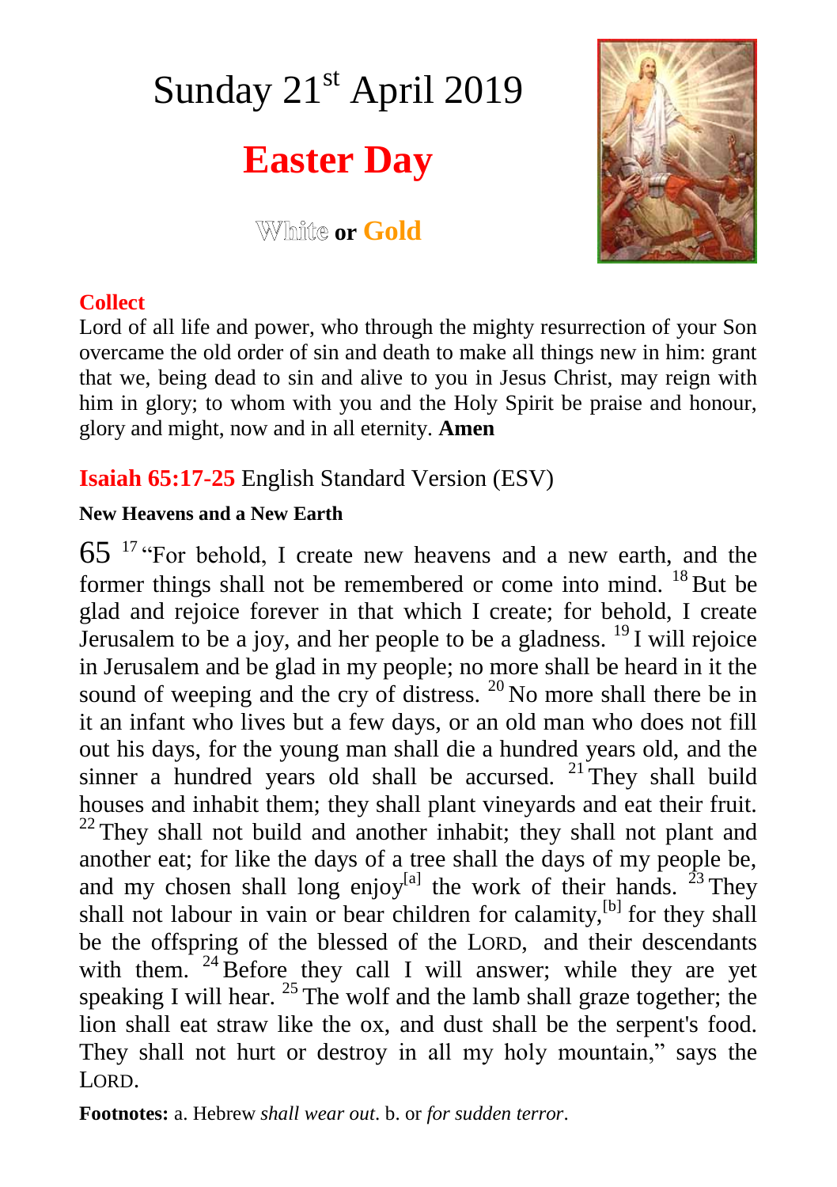# Sunday 21st April 2019

## Easter Day

White **or** Gold

**Collect**

Lord of all life and power, who through the mighty resurrection of your Son overcame the old order of sin and death to make all things new in him: grant that we, being dead to sin and alive to you in Jesus Christ, may reign with him in glory; to whom with you and the Holy Spirit be praise and honour, glory and might, now and in all eternity. **Amen**

**Isaiah 65:17-25** English Standard Version (ESV)

**New Heavens and a New Earth**

65 [17] "For behold, I create new heavens and a new earth, and the former things shall not be remembered or come into mind. [18] But be glad and rejoice forever in that which I create; for behold, I create Jerusalem to be a joy, and her people to be a gladness. [19] I will rejoice in Jerusalem and be glad in my people; no more shall be heard in it the sound of weeping and the cry of distress. [20] No more shall there be in it an infant who lives but a few days, or an old man who does not fill out his days, for the young man shall die a hundred years old, and the sinner a hundred years old shall be accursed. [21] They shall build houses and inhabit them; they shall plant vineyards and eat their fruit. [22] They shall not build and another inhabit; they shall not plant and another eat; for like the days of a tree shall the days of my people be, and my chosen shall long enjoy[a] the work of their hands. [23] They shall not labour in vain or bear children for calamity,[b] for they shall be the offspring of the blessed of the LORD, and their descendants with them. [24] Before they call I will answer; while they are yet speaking I will hear. [25] The wolf and the lamb shall graze together; the lion shall eat straw like the ox, and dust shall be the serpent's food. They shall not hurt or destroy in all my holy mountain," says the LORD.

**Footnotes:** a. Hebrew *shall wear out*. b. or *for sudden terror*.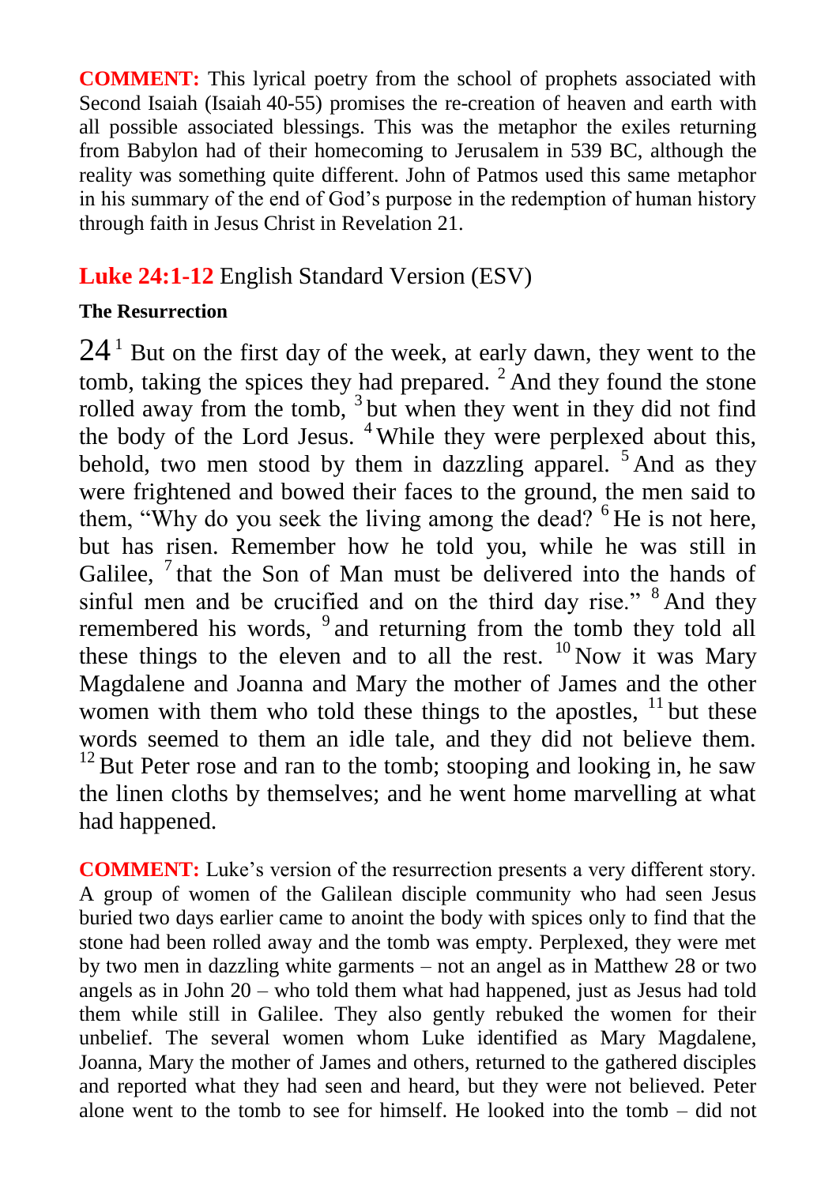**COMMENT:** This lyrical poetry from the school of prophets associated with Second Isaiah (Isaiah 40-55) promises the re-creation of heaven and earth with all possible associated blessings. This was the metaphor the exiles returning from Babylon had of their homecoming to Jerusalem in 539 BC, although the reality was something quite different. John of Patmos used this same metaphor in his summary of the end of God's purpose in the redemption of human history through faith in Jesus Christ in Revelation 21.

## Luke 24:1-12 English Standard Version (ESV)

**The Resurrection**

24 [1] But on the first day of the week, at early dawn, they went to the tomb, taking the spices they had prepared. [2] And they found the stone rolled away from the tomb, [3] but when they went in they did not find the body of the Lord Jesus. [4] While they were perplexed about this, behold, two men stood by them in dazzling apparel. [5] And as they were frightened and bowed their faces to the ground, the men said to them, "Why do you seek the living among the dead? [6] He is not here, but has risen. Remember how he told you, while he was still in Galilee, [7] that the Son of Man must be delivered into the hands of sinful men and be crucified and on the third day rise." [8] And they remembered his words, [9] and returning from the tomb they told all these things to the eleven and to all the rest. [10] Now it was Mary Magdalene and Joanna and Mary the mother of James and the other women with them who told these things to the apostles, [11] but these words seemed to them an idle tale, and they did not believe them. [12] But Peter rose and ran to the tomb; stooping and looking in, he saw the linen cloths by themselves; and he went home marvelling at what had happened.

**COMMENT:** Luke's version of the resurrection presents a very different story. A group of women of the Galilean disciple community who had seen Jesus buried two days earlier came to anoint the body with spices only to find that the stone had been rolled away and the tomb was empty. Perplexed, they were met by two men in dazzling white garments – not an angel as in Matthew 28 or two angels as in John 20 – who told them what had happened, just as Jesus had told them while still in Galilee. They also gently rebuked the women for their unbelief. The several women whom Luke identified as Mary Magdalene, Joanna, Mary the mother of James and others, returned to the gathered disciples and reported what they had seen and heard, but they were not believed. Peter alone went to the tomb to see for himself. He looked into the tomb – did not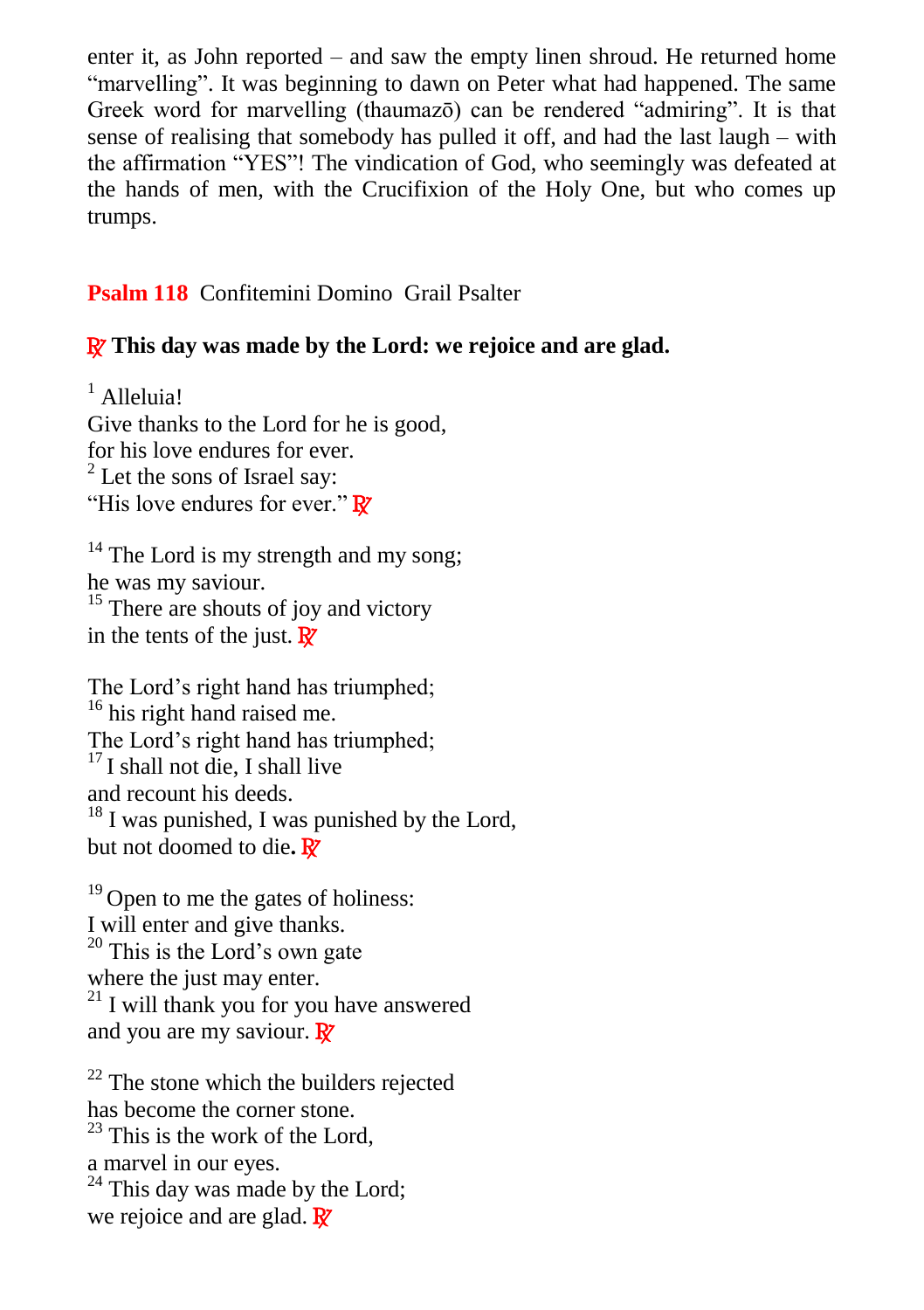enter it, as John reported – and saw the empty linen shroud. He returned home "marvelling". It was beginning to dawn on Peter what had happened. The same Greek word for marvelling (thaumazō) can be rendered "admiring". It is that sense of realising that somebody has pulled it off, and had the last laugh – with the affirmation "YES"! The vindication of God, who seemingly was defeated at the hands of men, with the Crucifixion of the Holy One, but who comes up trumps.

**Psalm 118** Confitemini Domino Grail Psalter

**℟ This day was made by the Lord: we rejoice and are glad.**

[1] Alleluia!
Give thanks to the Lord for he is good,
for his love endures for ever.
[2] Let the sons of Israel say:
"His love endures for ever." ℟

[14] The Lord is my strength and my song;
he was my saviour.
[15] There are shouts of joy and victory
in the tents of the just. ℟

The Lord's right hand has triumphed;
[16] his right hand raised me.
The Lord's right hand has triumphed;
[17] I shall not die, I shall live
and recount his deeds.
[18] I was punished, I was punished by the Lord,
but not doomed to die**.** ℟

[19] Open to me the gates of holiness:
I will enter and give thanks.
[20] This is the Lord's own gate
where the just may enter.
[21] I will thank you for you have answered
and you are my saviour. ℟

[22] The stone which the builders rejected
has become the corner stone.
[23] This is the work of the Lord,
a marvel in our eyes.
[24] This day was made by the Lord;
we rejoice and are glad. ℟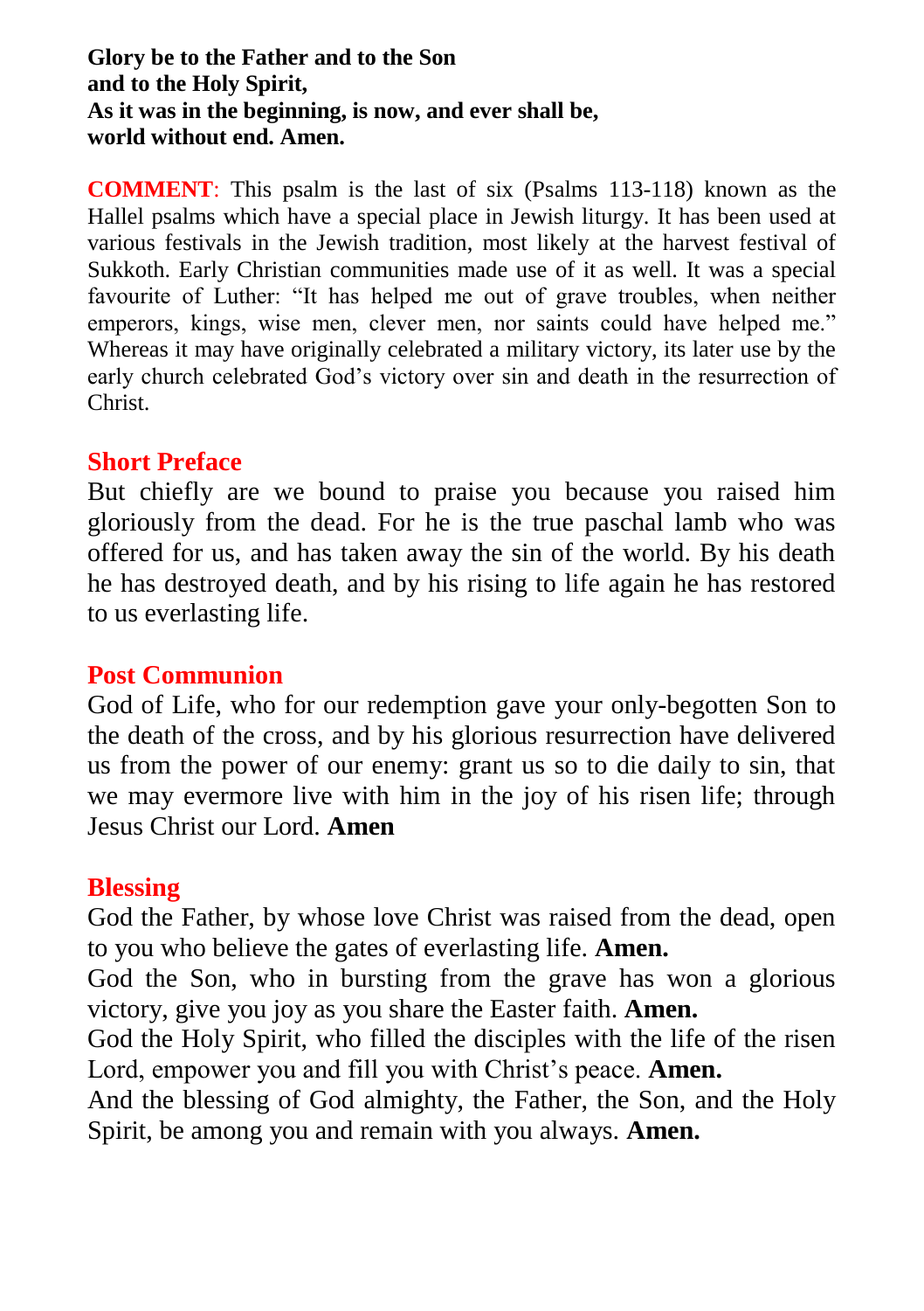**Glory be to the Father and to the Son**
**and to the Holy Spirit,**
**As it was in the beginning, is now, and ever shall be,**
**world without end. Amen.**

**COMMENT**: This psalm is the last of six (Psalms 113-118) known as the Hallel psalms which have a special place in Jewish liturgy. It has been used at various festivals in the Jewish tradition, most likely at the harvest festival of Sukkoth. Early Christian communities made use of it as well. It was a special favourite of Luther: "It has helped me out of grave troubles, when neither emperors, kings, wise men, clever men, nor saints could have helped me." Whereas it may have originally celebrated a military victory, its later use by the early church celebrated God's victory over sin and death in the resurrection of Christ.

## Short Preface

But chiefly are we bound to praise you because you raised him gloriously from the dead. For he is the true paschal lamb who was offered for us, and has taken away the sin of the world. By his death he has destroyed death, and by his rising to life again he has restored to us everlasting life.

## Post Communion

God of Life, who for our redemption gave your only-begotten Son to the death of the cross, and by his glorious resurrection have delivered us from the power of our enemy: grant us so to die daily to sin, that we may evermore live with him in the joy of his risen life; through Jesus Christ our Lord. **Amen**

## Blessing

God the Father, by whose love Christ was raised from the dead, open to you who believe the gates of everlasting life. **Amen.**
God the Son, who in bursting from the grave has won a glorious victory, give you joy as you share the Easter faith. **Amen.**
God the Holy Spirit, who filled the disciples with the life of the risen Lord, empower you and fill you with Christ's peace. **Amen.**
And the blessing of God almighty, the Father, the Son, and the Holy Spirit, be among you and remain with you always. **Amen.**